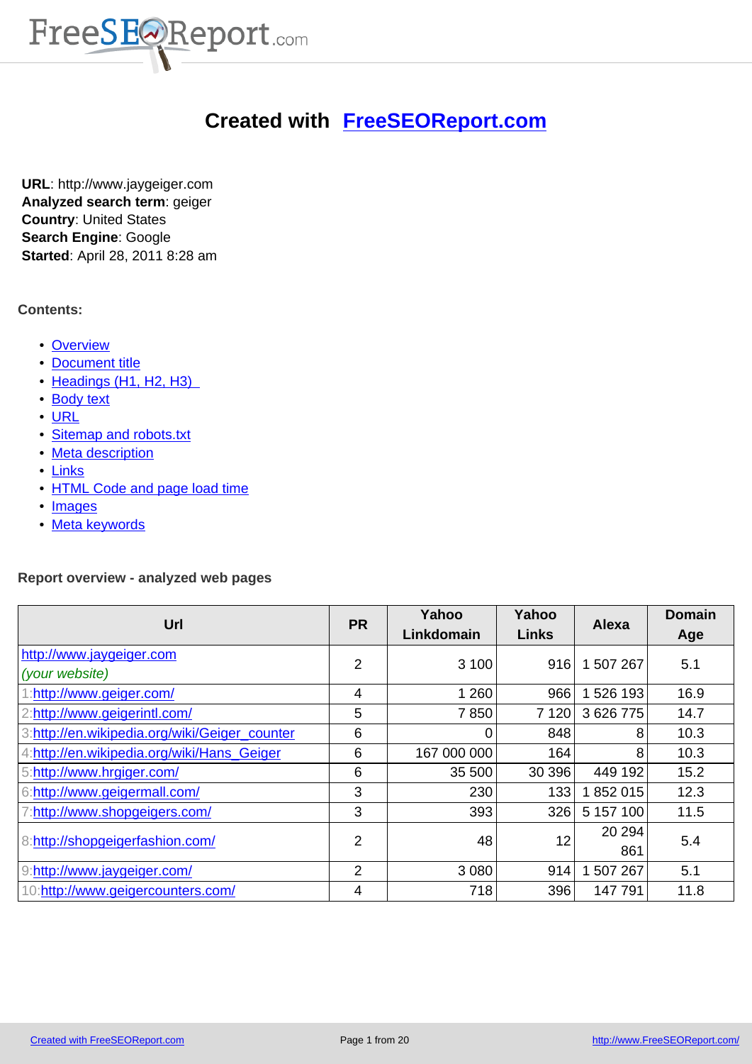# Created with FreeSEOReport.com

**URL**: http://www.jaygeiger.com
**Analyzed search term**: geiger
**Country**: United States
**Search Engine**: Google
**Started**: April 28, 2011 8:28 am

**Contents:**

- Overview
- Document title
- Headings (H1, H2, H3)
- Body text
- URL
- Sitemap and robots.txt
- Meta description
- Links
- HTML Code and page load time
- Images
- Meta keywords

**Report overview - analyzed web pages**

| Url | PR | Yahoo Linkdomain | Yahoo Links | Alexa | Domain Age |
|---|---|---|---|---|---|
| http://www.jaygeiger.com *(your website)* | 2 | 3 100 | 916 | 1 507 267 | 5.1 |
| 1:http://www.geiger.com/ | 4 | 1 260 | 966 | 1 526 193 | 16.9 |
| 2:http://www.geigerintl.com/ | 5 | 7 850 | 7 120 | 3 626 775 | 14.7 |
| 3:http://en.wikipedia.org/wiki/Geiger_counter | 6 | 0 | 848 | 8 | 10.3 |
| 4:http://en.wikipedia.org/wiki/Hans_Geiger | 6 | 167 000 000 | 164 | 8 | 10.3 |
| 5:http://www.hrgiger.com/ | 6 | 35 500 | 30 396 | 449 192 | 15.2 |
| 6:http://www.geigermall.com/ | 3 | 230 | 133 | 1 852 015 | 12.3 |
| 7:http://www.shopgeigers.com/ | 3 | 393 | 326 | 5 157 100 | 11.5 |
| 8:http://shopgeigerfashion.com/ | 2 | 48 | 12 | 20 294 861 | 5.4 |
| 9:http://www.jaygeiger.com/ | 2 | 3 080 | 914 | 1 507 267 | 5.1 |
| 10:http://www.geigercounters.com/ | 4 | 718 | 396 | 147 791 | 11.8 |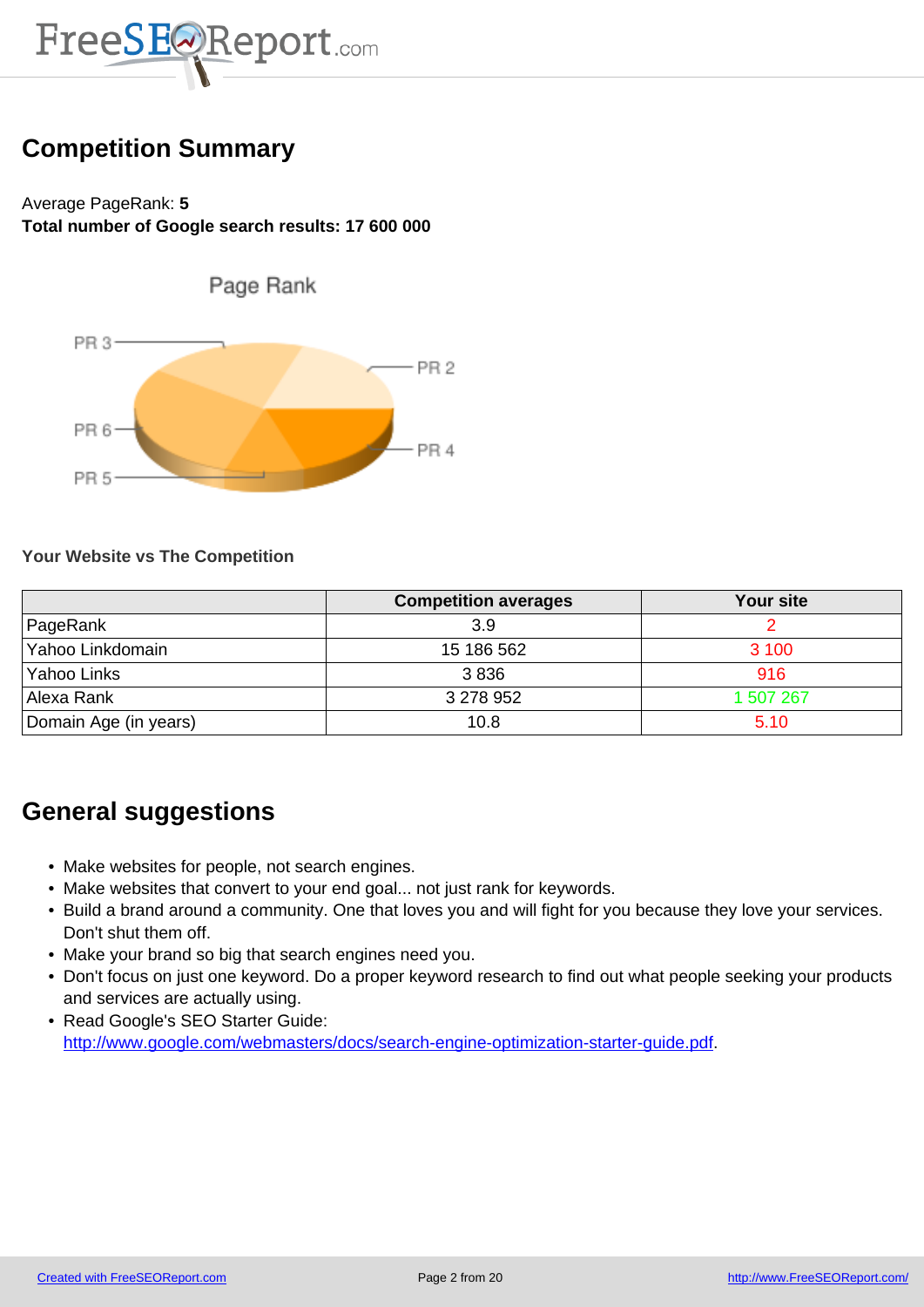## Competition Summary

Average PageRank: **5**
**Total number of Google search results: 17 600 000**

**Your Website vs The Competition**

| | Competition averages | Your site |
|---|---|---|
| PageRank | 3.9 | 2 |
| Yahoo Linkdomain | 15 186 562 | 3 100 |
| Yahoo Links | 3 836 | 916 |
| Alexa Rank | 3 278 952 | 1 507 267 |
| Domain Age (in years) | 10.8 | 5.10 |

## General suggestions

- Make websites for people, not search engines.
- Make websites that convert to your end goal... not just rank for keywords.
- Build a brand around a community. One that loves you and will fight for you because they love your services. Don't shut them off.
- Make your brand so big that search engines need you.
- Don't focus on just one keyword. Do a proper keyword research to find out what people seeking your products and services are actually using.
- Read Google's SEO Starter Guide: http://www.google.com/webmasters/docs/search-engine-optimization-starter-guide.pdf.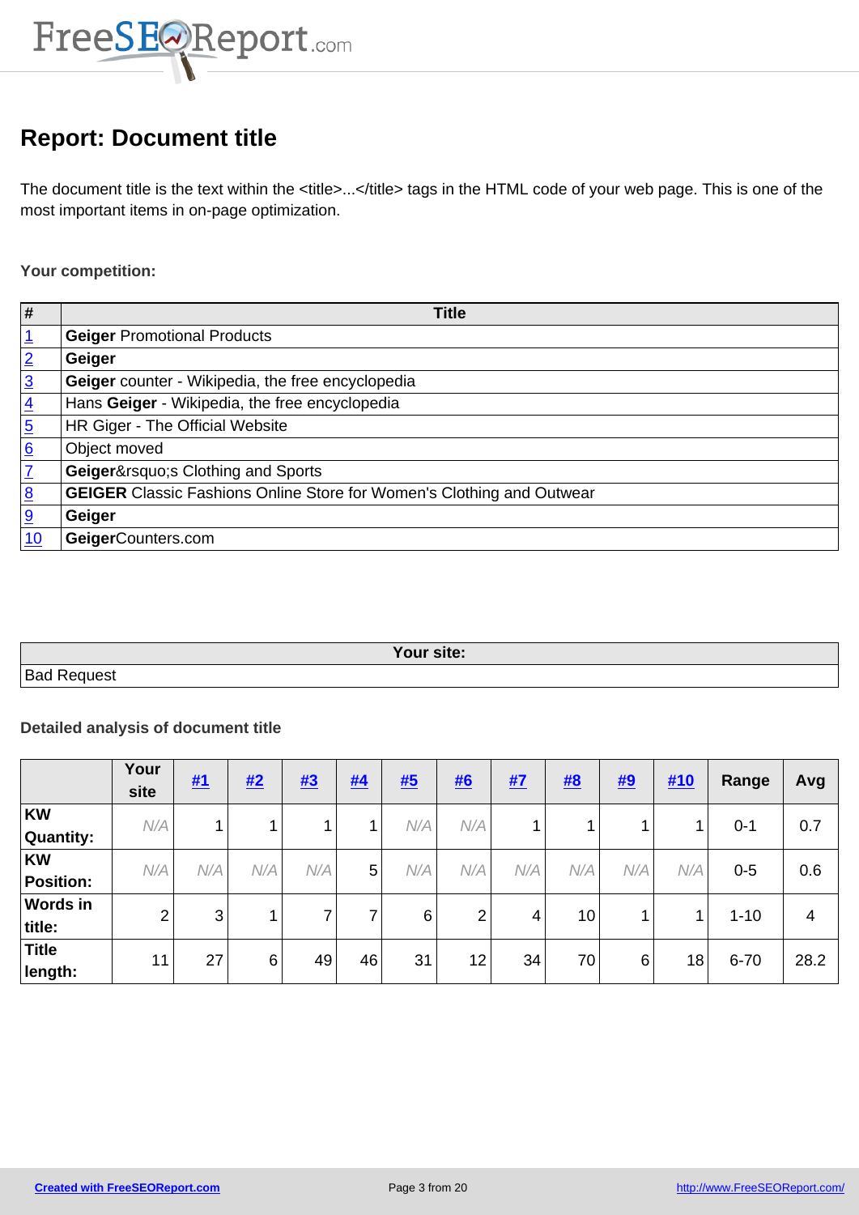# Report: Document title

The document title is the text within the <title>...</title> tags in the HTML code of your web page. This is one of the most important items in on-page optimization.

**Your competition:**

| # | Title |
|---|---|
| 1 | **Geiger** Promotional Products |
| 2 | **Geiger** |
| 3 | **Geiger** counter - Wikipedia, the free encyclopedia |
| 4 | Hans **Geiger** - Wikipedia, the free encyclopedia |
| 5 | HR Giger - The Official Website |
| 6 | Object moved |
| 7 | **Geiger**&rsquo;s Clothing and Sports |
| 8 | **GEIGER** Classic Fashions Online Store for Women's Clothing and Outwear |
| 9 | **Geiger** |
| 10 | **Geiger**Counters.com |

| Your site: |
|---|
| Bad Request |

**Detailed analysis of document title**

| | Your site | #1 | #2 | #3 | #4 | #5 | #6 | #7 | #8 | #9 | #10 | Range | Avg |
|---|---|---|---|---|---|---|---|---|---|---|---|---|---|
| **KW Quantity:** | N/A | 1 | 1 | 1 | 1 | N/A | N/A | 1 | 1 | 1 | 1 | 0-1 | 0.7 |
| **KW Position:** | N/A | N/A | N/A | N/A | 5 | N/A | N/A | N/A | N/A | N/A | N/A | 0-5 | 0.6 |
| **Words in title:** | 2 | 3 | 1 | 7 | 7 | 6 | 2 | 4 | 10 | 1 | 1 | 1-10 | 4 |
| **Title length:** | 11 | 27 | 6 | 49 | 46 | 31 | 12 | 34 | 70 | 6 | 18 | 6-70 | 28.2 |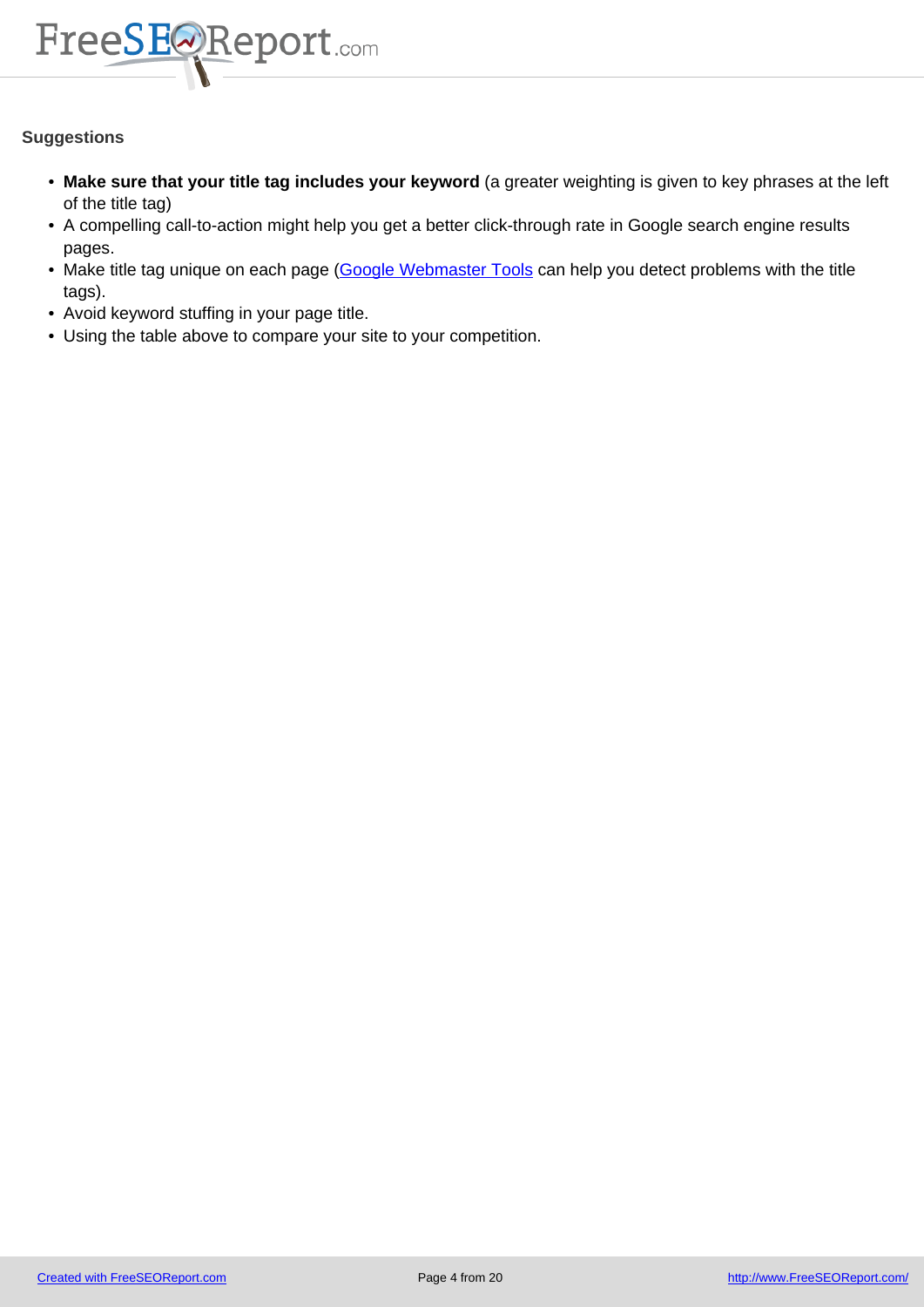### Suggestions

- **Make sure that your title tag includes your keyword** (a greater weighting is given to key phrases at the left of the title tag)
- A compelling call-to-action might help you get a better click-through rate in Google search engine results pages.
- Make title tag unique on each page (Google Webmaster Tools can help you detect problems with the title tags).
- Avoid keyword stuffing in your page title.
- Using the table above to compare your site to your competition.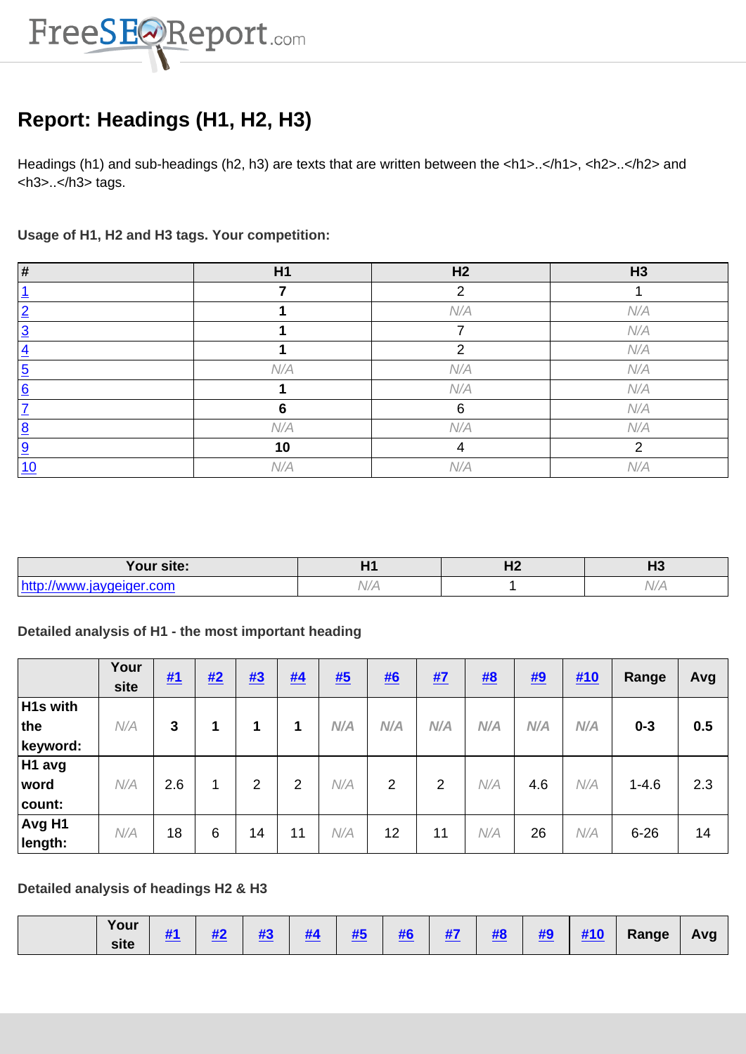# Report: Headings (H1, H2, H3)

Headings (h1) and sub-headings (h2, h3) are texts that are written between the <h1>..</h1>, <h2>..</h2> and <h3>..</h3> tags.

**Usage of H1, H2 and H3 tags. Your competition:**

| # | H1 | H2 | H3 |
|---|---|---|---|
| 1 | **7** | 2 | 1 |
| 2 | **1** | N/A | N/A |
| 3 | **1** | 7 | N/A |
| 4 | **1** | 2 | N/A |
| 5 | N/A | N/A | N/A |
| 6 | **1** | N/A | N/A |
| 7 | **6** | 6 | N/A |
| 8 | N/A | N/A | N/A |
| 9 | **10** | 4 | 2 |
| 10 | N/A | N/A | N/A |

| Your site: | H1 | H2 | H3 |
|---|---|---|---|
| http://www.jaygeiger.com | N/A | 1 | N/A |

**Detailed analysis of H1 - the most important heading**

| | Your site | #1 | #2 | #3 | #4 | #5 | #6 | #7 | #8 | #9 | #10 | Range | Avg |
|---|---|---|---|---|---|---|---|---|---|---|---|---|---|
| **H1s with the keyword:** | N/A | **3** | **1** | **1** | **1** | N/A | N/A | N/A | N/A | N/A | N/A | **0-3** | **0.5** |
| **H1 avg word count:** | N/A | 2.6 | 1 | 2 | 2 | N/A | 2 | 2 | N/A | 4.6 | N/A | 1-4.6 | 2.3 |
| **Avg H1 length:** | N/A | 18 | 6 | 14 | 11 | N/A | 12 | 11 | N/A | 26 | N/A | 6-26 | 14 |

**Detailed analysis of headings H2 & H3**

| | Your site | #1 | #2 | #3 | #4 | #5 | #6 | #7 | #8 | #9 | #10 | Range | Avg |
|---|---|---|---|---|---|---|---|---|---|---|---|---|---|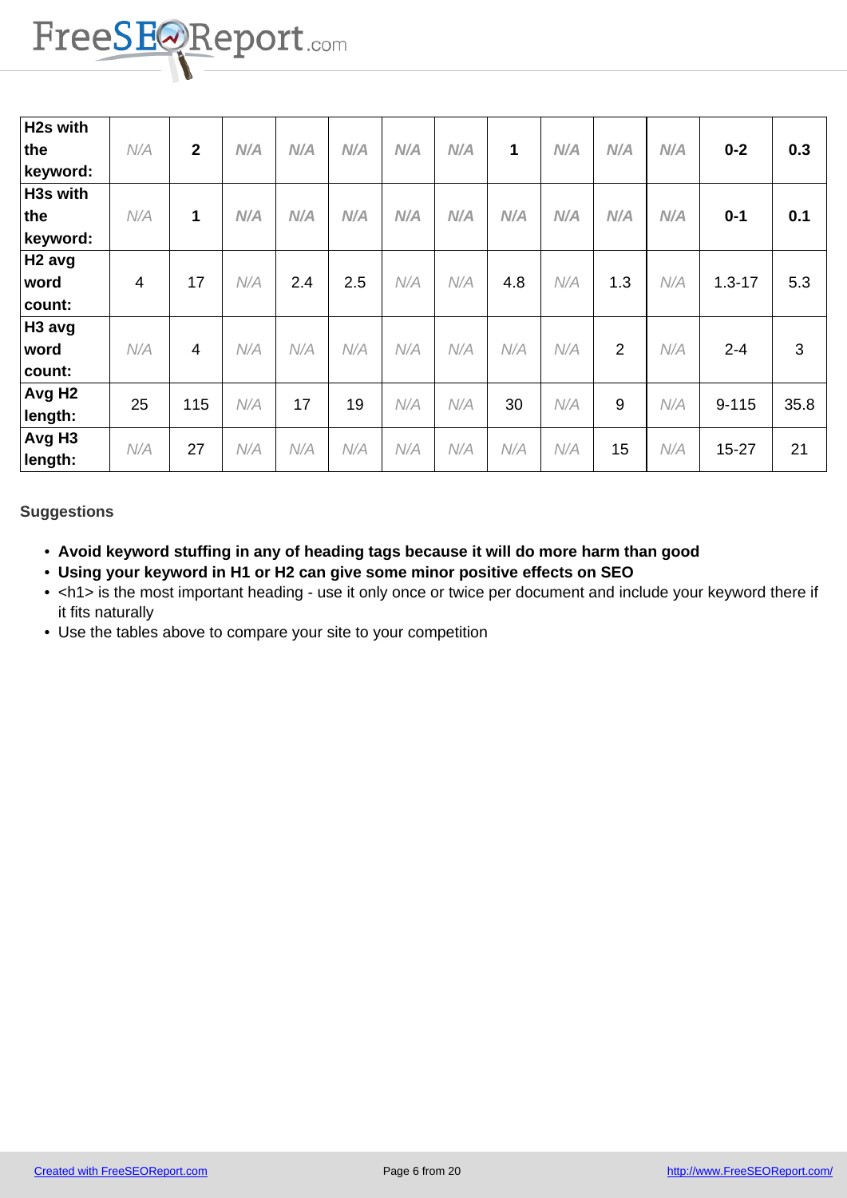| | | | | | | | | | | | | | |
|---|---|---|---|---|---|---|---|---|---|---|---|---|---|
| **H2s with the keyword:** | N/A | **2** | **N/A** | **N/A** | **N/A** | **N/A** | **N/A** | **1** | **N/A** | **N/A** | **N/A** | **0-2** | **0.3** |
| **H3s with the keyword:** | N/A | **1** | **N/A** | **N/A** | **N/A** | **N/A** | **N/A** | **N/A** | **N/A** | **N/A** | **N/A** | **0-1** | **0.1** |
| **H2 avg word count:** | 4 | 17 | N/A | 2.4 | 2.5 | N/A | N/A | 4.8 | N/A | 1.3 | N/A | 1.3-17 | 5.3 |
| **H3 avg word count:** | N/A | 4 | N/A | N/A | N/A | N/A | N/A | N/A | N/A | 2 | N/A | 2-4 | 3 |
| **Avg H2 length:** | 25 | 115 | N/A | 17 | 19 | N/A | N/A | 30 | N/A | 9 | N/A | 9-115 | 35.8 |
| **Avg H3 length:** | N/A | 27 | N/A | N/A | N/A | N/A | N/A | N/A | N/A | 15 | N/A | 15-27 | 21 |

**Suggestions**

- **Avoid keyword stuffing in any of heading tags because it will do more harm than good**
- **Using your keyword in H1 or H2 can give some minor positive effects on SEO**
- <h1> is the most important heading - use it only once or twice per document and include your keyword there if it fits naturally
- Use the tables above to compare your site to your competition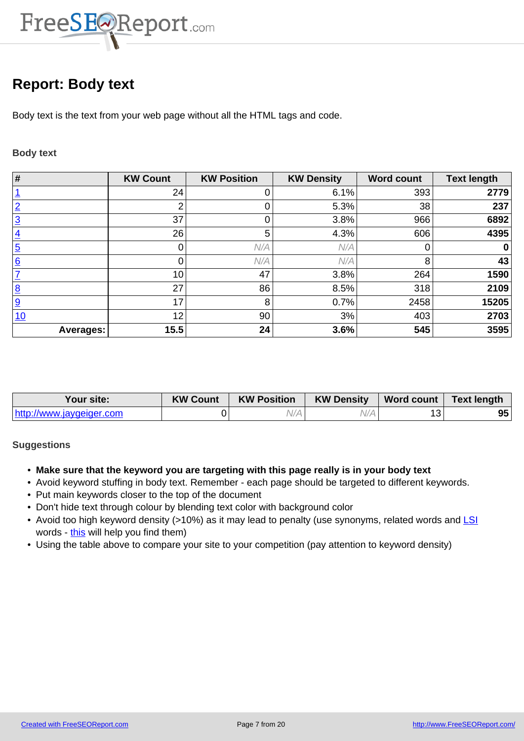# Report: Body text

Body text is the text from your web page without all the HTML tags and code.

### Body text

| # | KW Count | KW Position | KW Density | Word count | Text length |
|---|---|---|---|---|---|
| 1 | 24 | 0 | 6.1% | 393 | **2779** |
| 2 | 2 | 0 | 5.3% | 38 | **237** |
| 3 | 37 | 0 | 3.8% | 966 | **6892** |
| 4 | 26 | 5 | 4.3% | 606 | **4395** |
| 5 | 0 | *N/A* | *N/A* | 0 | **0** |
| 6 | 0 | *N/A* | *N/A* | 8 | **43** |
| 7 | 10 | 47 | 3.8% | 264 | **1590** |
| 8 | 27 | 86 | 8.5% | 318 | **2109** |
| 9 | 17 | 8 | 0.7% | 2458 | **15205** |
| 10 | 12 | 90 | 3% | 403 | **2703** |
| **Averages:** | **15.5** | **24** | **3.6%** | **545** | **3595** |

| Your site: | KW Count | KW Position | KW Density | Word count | Text length |
|---|---|---|---|---|---|
| http://www.jaygeiger.com | 0 | *N/A* | *N/A* | 13 | **95** |

### Suggestions

- **Make sure that the keyword you are targeting with this page really is in your body text**
- Avoid keyword stuffing in body text. Remember - each page should be targeted to different keywords.
- Put main keywords closer to the top of the document
- Don't hide text through colour by blending text color with background color
- Avoid too high keyword density (>10%) as it may lead to penalty (use synonyms, related words and LSI words - this will help you find them)
- Using the table above to compare your site to your competition (pay attention to keyword density)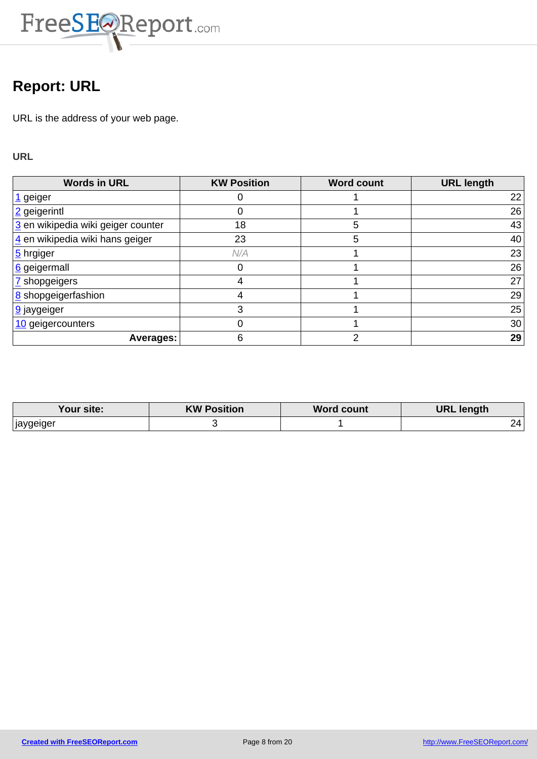# Report: URL

URL is the address of your web page.

**URL**

| Words in URL | KW Position | Word count | URL length |
|---|---|---|---|
| 1 geiger | 0 | 1 | 22 |
| 2 geigerintl | 0 | 1 | 26 |
| 3 en wikipedia wiki geiger counter | 18 | 5 | 43 |
| 4 en wikipedia wiki hans geiger | 23 | 5 | 40 |
| 5 hrgiger | *N/A* | 1 | 23 |
| 6 geigermall | 0 | 1 | 26 |
| 7 shopgeigers | 4 | 1 | 27 |
| 8 shopgeigerfashion | 4 | 1 | 29 |
| 9 jaygeiger | 3 | 1 | 25 |
| 10 geigercounters | 0 | 1 | 30 |
| **Averages:** | 6 | 2 | **29** |

| Your site: | KW Position | Word count | URL length |
|---|---|---|---|
| jaygeiger | 3 | 1 | 24 |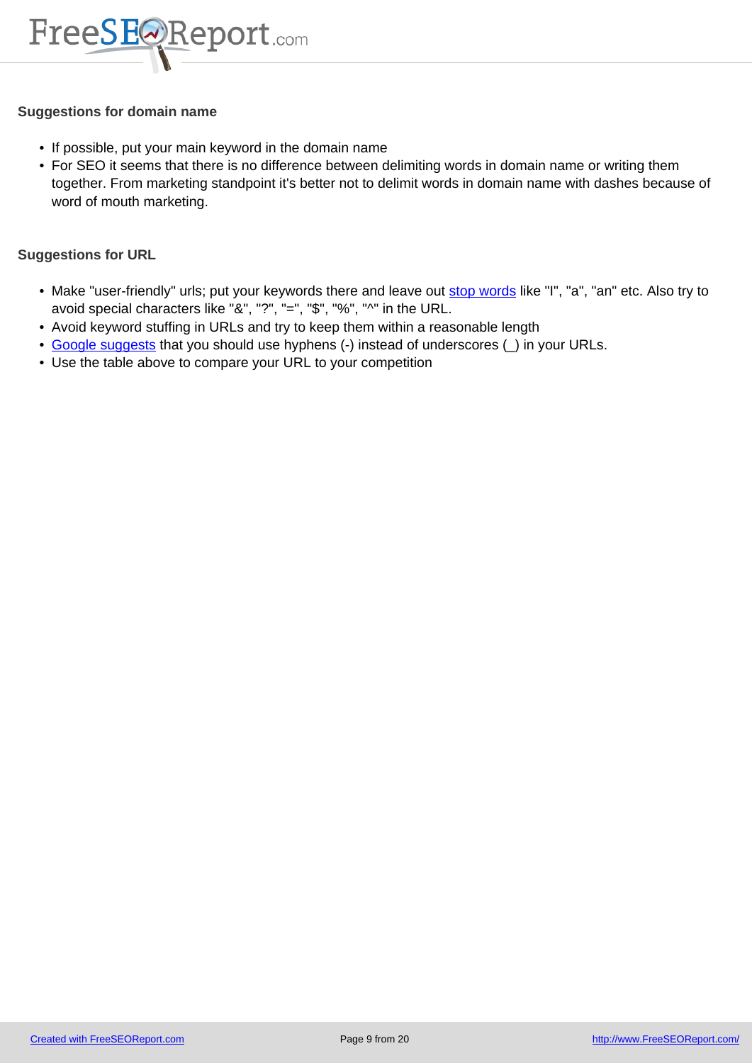**Suggestions for domain name**

- If possible, put your main keyword in the domain name
- For SEO it seems that there is no difference between delimiting words in domain name or writing them together. From marketing standpoint it's better not to delimit words in domain name with dashes because of word of mouth marketing.

**Suggestions for URL**

- Make "user-friendly" urls; put your keywords there and leave out stop words like "I", "a", "an" etc. Also try to avoid special characters like "&", "?", "=", "$", "%", "^" in the URL.
- Avoid keyword stuffing in URLs and try to keep them within a reasonable length
- Google suggests that you should use hyphens (-) instead of underscores (_) in your URLs.
- Use the table above to compare your URL to your competition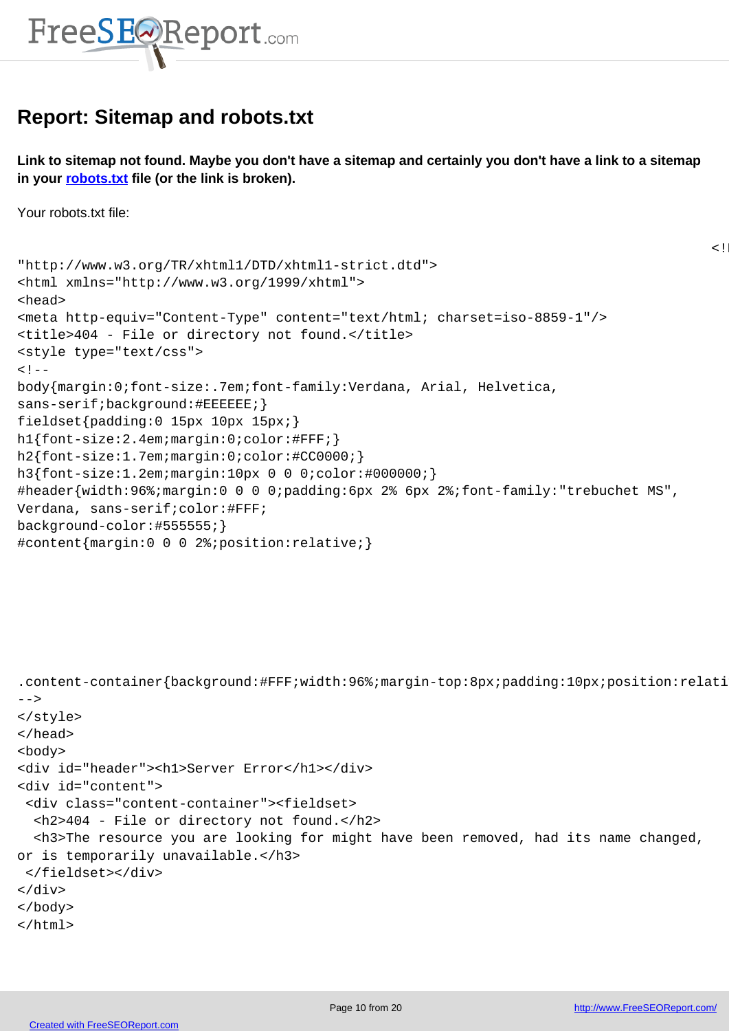## Report: Sitemap and robots.txt

**Link to sitemap not found. Maybe you don't have a sitemap and certainly you don't have a link to a sitemap in your robots.txt file (or the link is broken).**

Your robots.txt file:

```
<!
"http://www.w3.org/TR/xhtml1/DTD/xhtml1-strict.dtd">
<html xmlns="http://www.w3.org/1999/xhtml">
<head>
<meta http-equiv="Content-Type" content="text/html; charset=iso-8859-1"/>
<title>404 - File or directory not found.</title>
<style type="text/css">
<!--
body{margin:0;font-size:.7em;font-family:Verdana, Arial, Helvetica,
sans-serif;background:#EEEEEE;}
fieldset{padding:0 15px 10px 15px;}
h1{font-size:2.4em;margin:0;color:#FFF;}
h2{font-size:1.7em;margin:0;color:#CC0000;}
h3{font-size:1.2em;margin:10px 0 0 0;color:#000000;}
#header{width:96%;margin:0 0 0 0;padding:6px 2% 6px 2%;font-family:"trebuchet MS",
Verdana, sans-serif;color:#FFF;
background-color:#555555;}
#content{margin:0 0 0 2%;position:relative;}






.content-container{background:#FFF;width:96%;margin-top:8px;padding:10px;position:relati
-->
</style>
</head>
<body>
<div id="header"><h1>Server Error</h1></div>
<div id="content">
 <div class="content-container"><fieldset>
  <h2>404 - File or directory not found.</h2>
  <h3>The resource you are looking for might have been removed, had its name changed,
or is temporarily unavailable.</h3>
 </fieldset></div>
</div>
</body>
</html>
```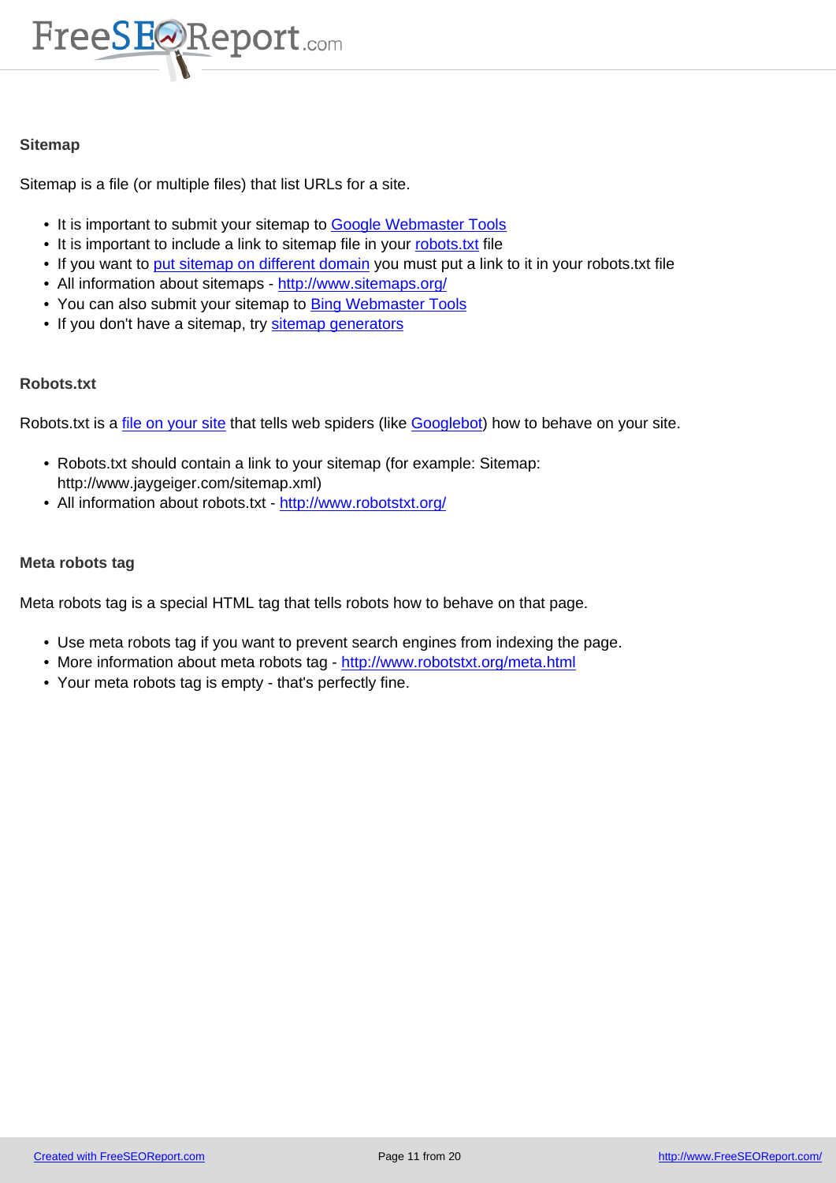### Sitemap

Sitemap is a file (or multiple files) that list URLs for a site.

- It is important to submit your sitemap to Google Webmaster Tools
- It is important to include a link to sitemap file in your robots.txt file
- If you want to put sitemap on different domain you must put a link to it in your robots.txt file
- All information about sitemaps - http://www.sitemaps.org/
- You can also submit your sitemap to Bing Webmaster Tools
- If you don't have a sitemap, try sitemap generators

### Robots.txt

Robots.txt is a file on your site that tells web spiders (like Googlebot) how to behave on your site.

- Robots.txt should contain a link to your sitemap (for example: Sitemap: http://www.jaygeiger.com/sitemap.xml)
- All information about robots.txt - http://www.robotstxt.org/

### Meta robots tag

Meta robots tag is a special HTML tag that tells robots how to behave on that page.

- Use meta robots tag if you want to prevent search engines from indexing the page.
- More information about meta robots tag - http://www.robotstxt.org/meta.html
- Your meta robots tag is empty - that's perfectly fine.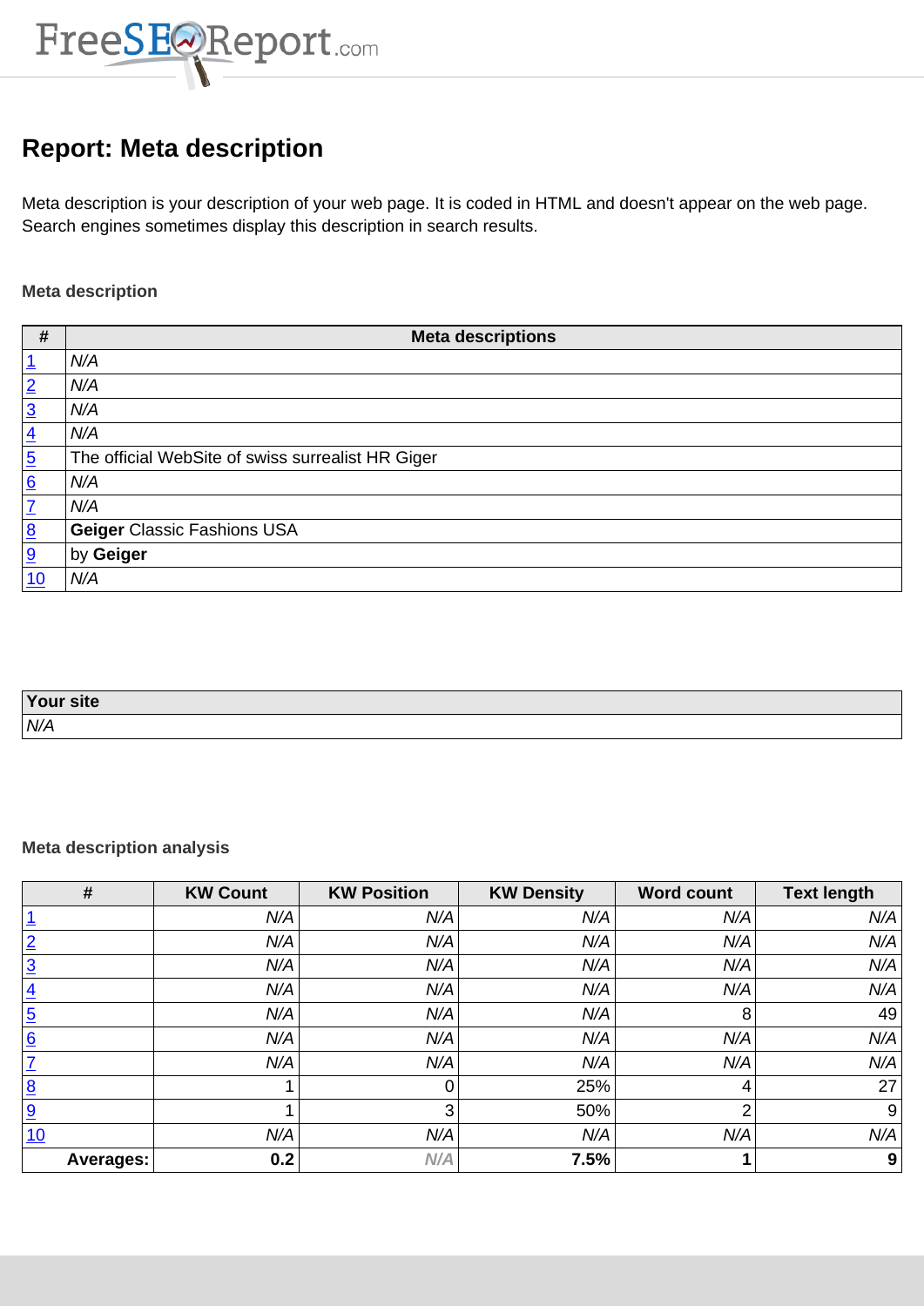# Report: Meta description

Meta description is your description of your web page. It is coded in HTML and doesn't appear on the web page. Search engines sometimes display this description in search results.

### Meta description

| # | Meta descriptions |
|---|---|
| 1 | *N/A* |
| 2 | *N/A* |
| 3 | *N/A* |
| 4 | *N/A* |
| 5 | The official WebSite of swiss surrealist HR Giger |
| 6 | *N/A* |
| 7 | *N/A* |
| 8 | **Geiger** Classic Fashions USA |
| 9 | by **Geiger** |
| 10 | *N/A* |

| Your site |
|---|
| *N/A* |

### Meta description analysis

| # | KW Count | KW Position | KW Density | Word count | Text length |
|---|---|---|---|---|---|
| 1 | *N/A* | *N/A* | *N/A* | *N/A* | *N/A* |
| 2 | *N/A* | *N/A* | *N/A* | *N/A* | *N/A* |
| 3 | *N/A* | *N/A* | *N/A* | *N/A* | *N/A* |
| 4 | *N/A* | *N/A* | *N/A* | *N/A* | *N/A* |
| 5 | *N/A* | *N/A* | *N/A* | 8 | 49 |
| 6 | *N/A* | *N/A* | *N/A* | *N/A* | *N/A* |
| 7 | *N/A* | *N/A* | *N/A* | *N/A* | *N/A* |
| 8 | 1 | 0 | 25% | 4 | 27 |
| 9 | 1 | 3 | 50% | 2 | 9 |
| 10 | *N/A* | *N/A* | *N/A* | *N/A* | *N/A* |
| **Averages:** | **0.2** | ***N/A*** | **7.5%** | **1** | **9** |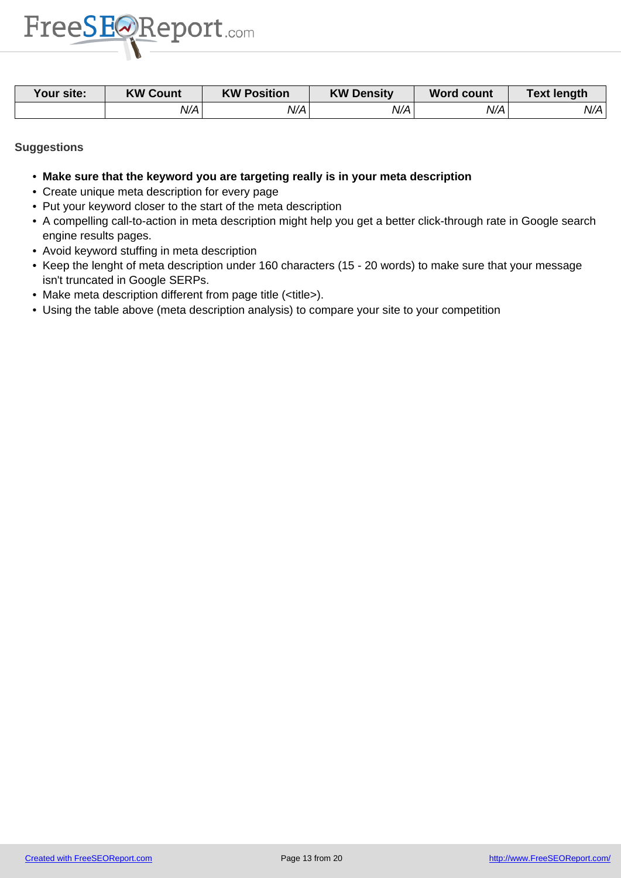| Your site: | KW Count | KW Position | KW Density | Word count | Text length |
|---|---|---|---|---|---|
| | *N/A* | *N/A* | *N/A* | *N/A* | *N/A* |

**Suggestions**

- **Make sure that the keyword you are targeting really is in your meta description**
- Create unique meta description for every page
- Put your keyword closer to the start of the meta description
- A compelling call-to-action in meta description might help you get a better click-through rate in Google search engine results pages.
- Avoid keyword stuffing in meta description
- Keep the lenght of meta description under 160 characters (15 - 20 words) to make sure that your message isn't truncated in Google SERPs.
- Make meta description different from page title (<title>).
- Using the table above (meta description analysis) to compare your site to your competition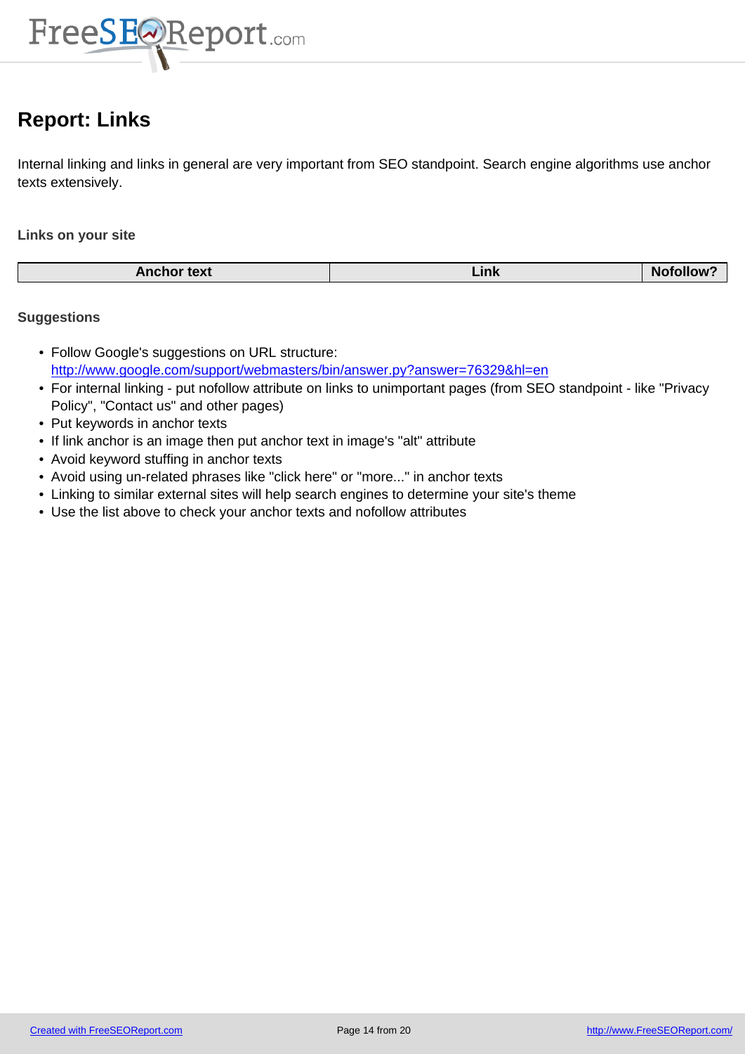# Report: Links

Internal linking and links in general are very important from SEO standpoint. Search engine algorithms use anchor texts extensively.

### Links on your site

| Anchor text | Link | Nofollow? |
| --- | --- | --- |

### Suggestions

- Follow Google's suggestions on URL structure: http://www.google.com/support/webmasters/bin/answer.py?answer=76329&hl=en
- For internal linking - put nofollow attribute on links to unimportant pages (from SEO standpoint - like "Privacy Policy", "Contact us" and other pages)
- Put keywords in anchor texts
- If link anchor is an image then put anchor text in image's "alt" attribute
- Avoid keyword stuffing in anchor texts
- Avoid using un-related phrases like "click here" or "more..." in anchor texts
- Linking to similar external sites will help search engines to determine your site's theme
- Use the list above to check your anchor texts and nofollow attributes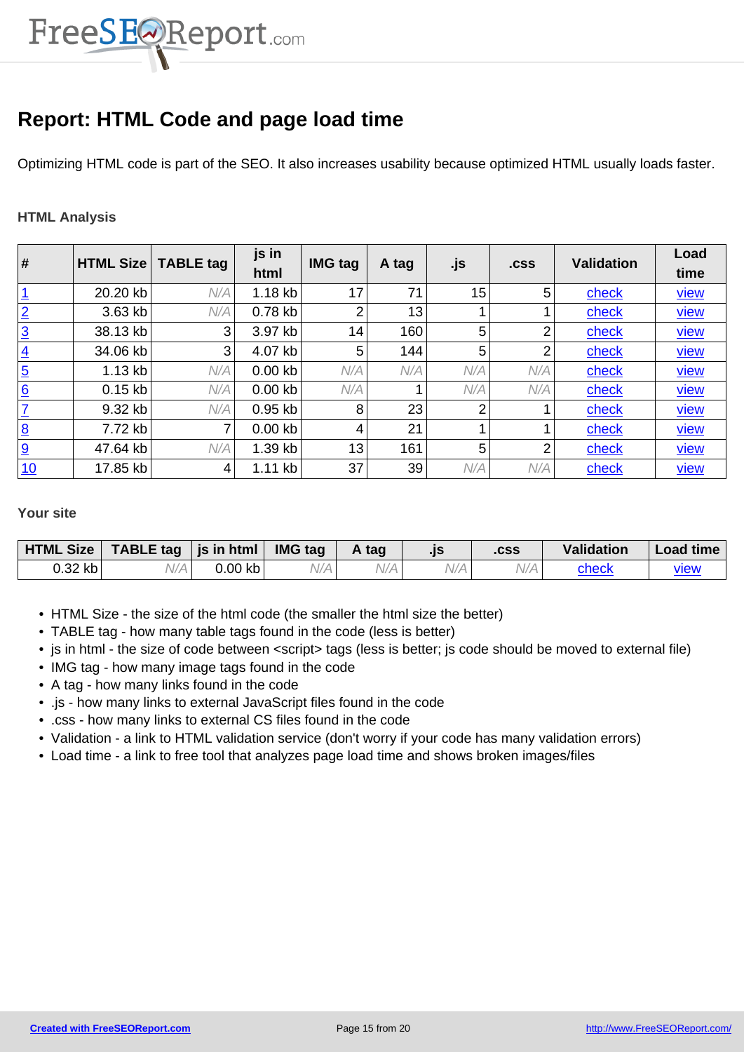# Report: HTML Code and page load time

Optimizing HTML code is part of the SEO. It also increases usability because optimized HTML usually loads faster.

### HTML Analysis

| # | HTML Size | TABLE tag | js in html | IMG tag | A tag | .js | .css | Validation | Load time |
|---|---|---|---|---|---|---|---|---|---|
| 1 | 20.20 kb | N/A | 1.18 kb | 17 | 71 | 15 | 5 | check | view |
| 2 | 3.63 kb | N/A | 0.78 kb | 2 | 13 | 1 | 1 | check | view |
| 3 | 38.13 kb | 3 | 3.97 kb | 14 | 160 | 5 | 2 | check | view |
| 4 | 34.06 kb | 3 | 4.07 kb | 5 | 144 | 5 | 2 | check | view |
| 5 | 1.13 kb | N/A | 0.00 kb | N/A | N/A | N/A | N/A | check | view |
| 6 | 0.15 kb | N/A | 0.00 kb | N/A | 1 | N/A | N/A | check | view |
| 7 | 9.32 kb | N/A | 0.95 kb | 8 | 23 | 2 | 1 | check | view |
| 8 | 7.72 kb | 7 | 0.00 kb | 4 | 21 | 1 | 1 | check | view |
| 9 | 47.64 kb | N/A | 1.39 kb | 13 | 161 | 5 | 2 | check | view |
| 10 | 17.85 kb | 4 | 1.11 kb | 37 | 39 | N/A | N/A | check | view |

### Your site

| HTML Size | TABLE tag | js in html | IMG tag | A tag | .js | .css | Validation | Load time |
|---|---|---|---|---|---|---|---|---|
| 0.32 kb | N/A | 0.00 kb | N/A | N/A | N/A | N/A | check | view |

- HTML Size - the size of the html code (the smaller the html size the better)
- TABLE tag - how many table tags found in the code (less is better)
- js in html - the size of code between <script> tags (less is better; js code should be moved to external file)
- IMG tag - how many image tags found in the code
- A tag - how many links found in the code
- .js - how many links to external JavaScript files found in the code
- .css - how many links to external CS files found in the code
- Validation - a link to HTML validation service (don't worry if your code has many validation errors)
- Load time - a link to free tool that analyzes page load time and shows broken images/files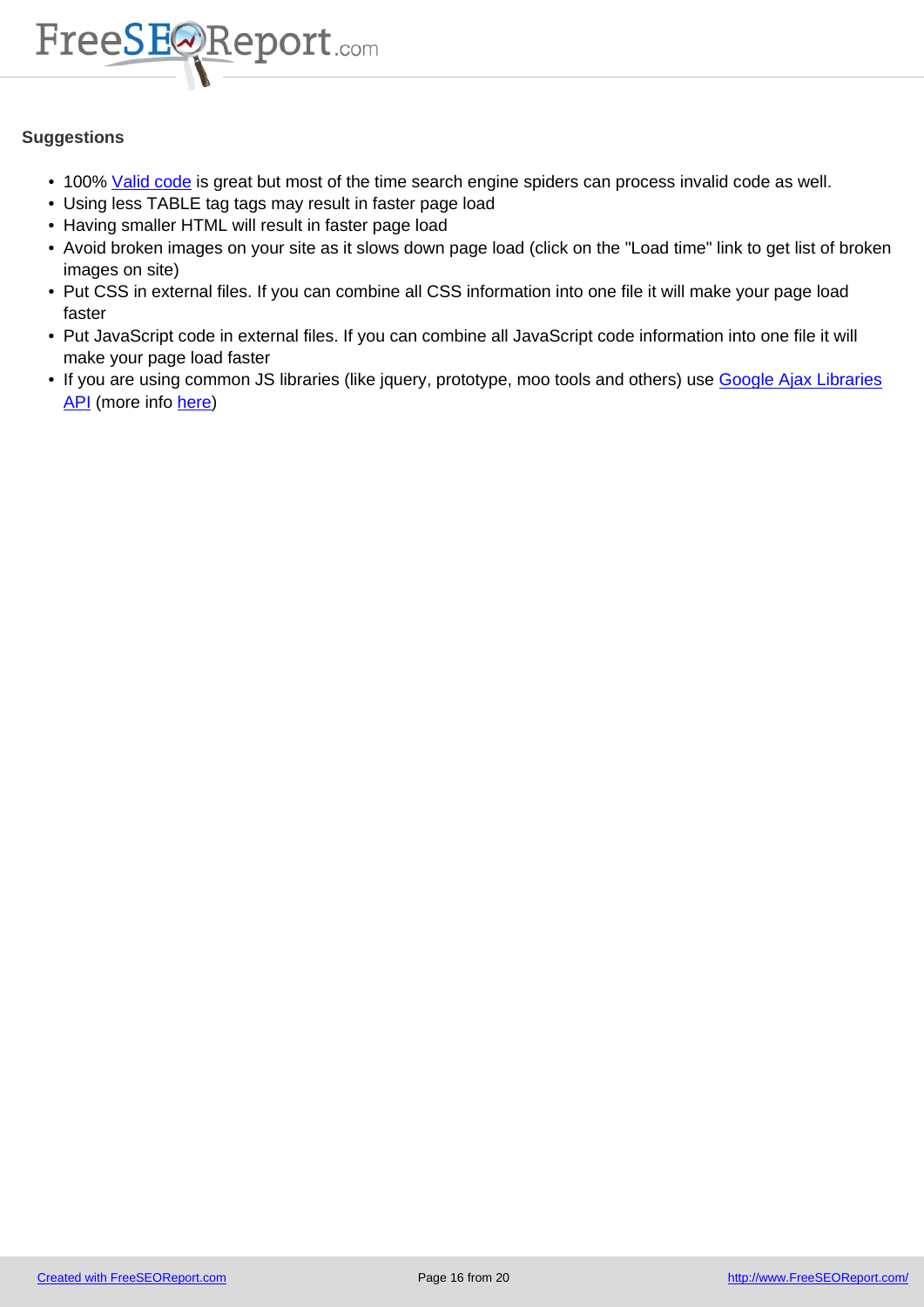**Suggestions**

- 100% Valid code is great but most of the time search engine spiders can process invalid code as well.
- Using less TABLE tag tags may result in faster page load
- Having smaller HTML will result in faster page load
- Avoid broken images on your site as it slows down page load (click on the "Load time" link to get list of broken images on site)
- Put CSS in external files. If you can combine all CSS information into one file it will make your page load faster
- Put JavaScript code in external files. If you can combine all JavaScript code information into one file it will make your page load faster
- If you are using common JS libraries (like jquery, prototype, moo tools and others) use Google Ajax Libraries API (more info here)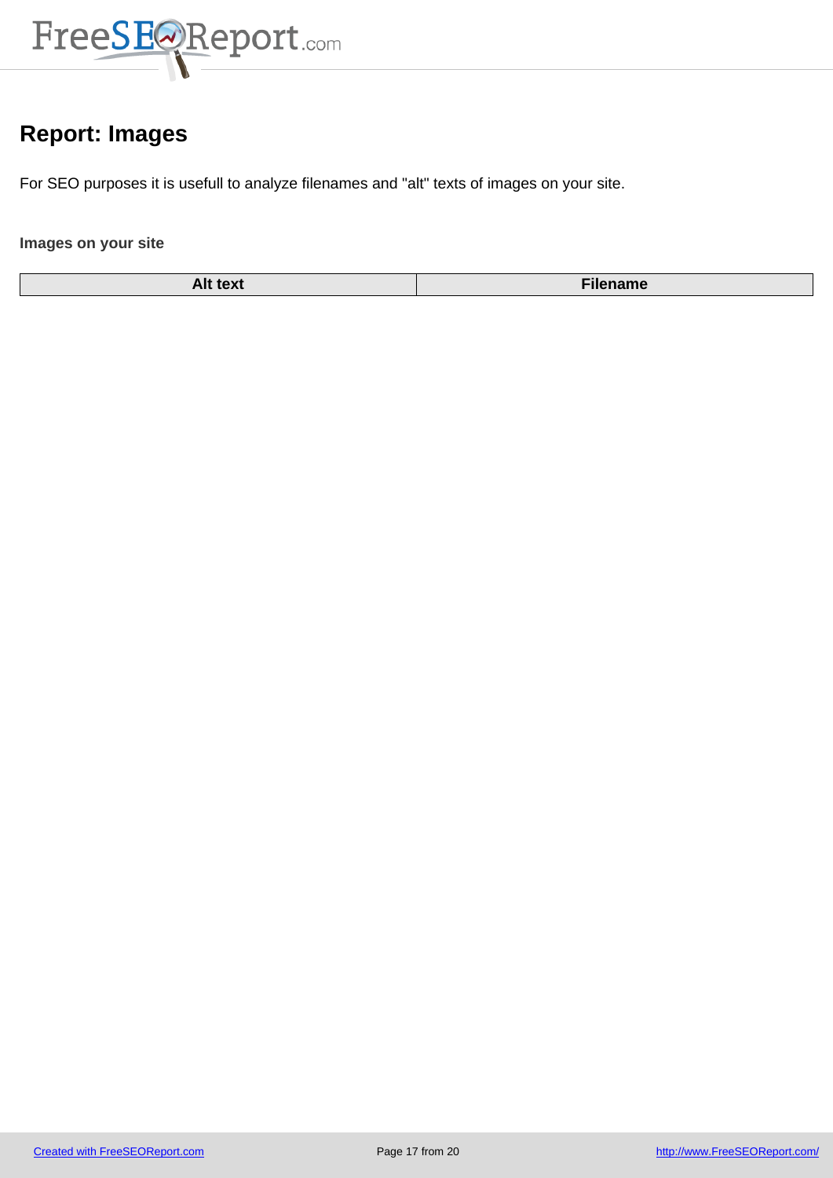# Report: Images

For SEO purposes it is usefull to analyze filenames and "alt" texts of images on your site.

**Images on your site**

| Alt text | Filename |
| --- | --- |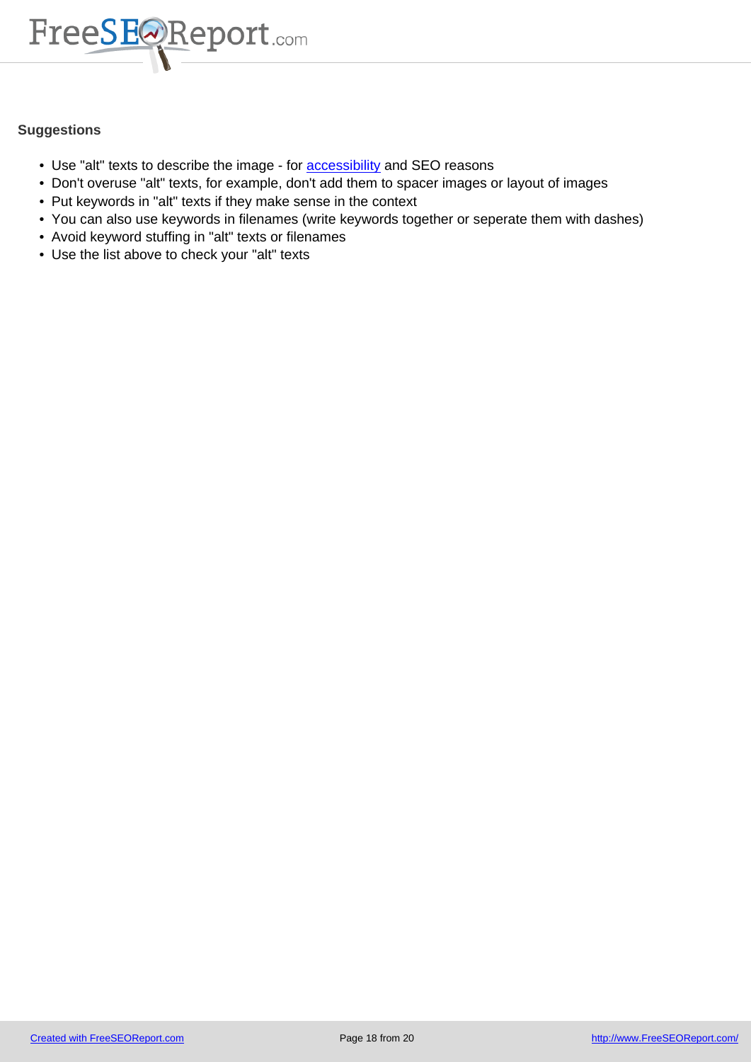**Suggestions**

- Use "alt" texts to describe the image - for accessibility and SEO reasons
- Don't overuse "alt" texts, for example, don't add them to spacer images or layout of images
- Put keywords in "alt" texts if they make sense in the context
- You can also use keywords in filenames (write keywords together or seperate them with dashes)
- Avoid keyword stuffing in "alt" texts or filenames
- Use the list above to check your "alt" texts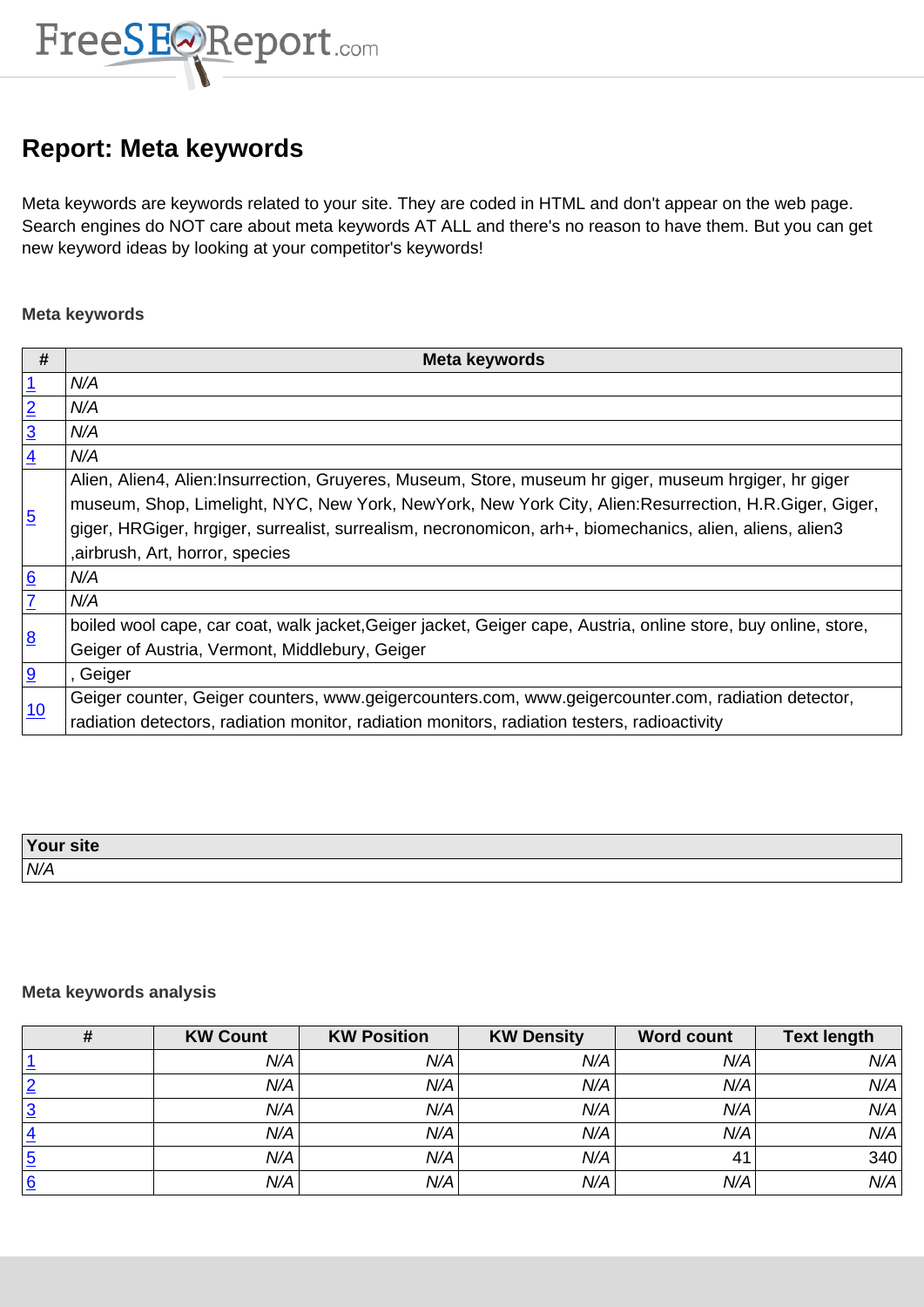# Report: Meta keywords

Meta keywords are keywords related to your site. They are coded in HTML and don't appear on the web page. Search engines do NOT care about meta keywords AT ALL and there's no reason to have them. But you can get new keyword ideas by looking at your competitor's keywords!

### Meta keywords

| # | Meta keywords |
|---|---|
| 1 | *N/A* |
| 2 | *N/A* |
| 3 | *N/A* |
| 4 | *N/A* |
| 5 | Alien, Alien4, Alien:Insurrection, Gruyeres, Museum, Store, museum hr giger, museum hrgiger, hr giger museum, Shop, Limelight, NYC, New York, NewYork, New York City, Alien:Resurrection, H.R.Giger, Giger, giger, HRGiger, hrgiger, surrealist, surrealism, necronomicon, arh+, biomechanics, alien, aliens, alien3 ,airbrush, Art, horror, species |
| 6 | *N/A* |
| 7 | *N/A* |
| 8 | boiled wool cape, car coat, walk jacket,Geiger jacket, Geiger cape, Austria, online store, buy online, store, Geiger of Austria, Vermont, Middlebury, Geiger |
| 9 | , Geiger |
| 10 | Geiger counter, Geiger counters, www.geigercounters.com, www.geigercounter.com, radiation detector, radiation detectors, radiation monitor, radiation monitors, radiation testers, radioactivity |

| Your site |
|---|
| *N/A* |

### Meta keywords analysis

| # | KW Count | KW Position | KW Density | Word count | Text length |
|---|---|---|---|---|---|
| 1 | *N/A* | *N/A* | *N/A* | *N/A* | *N/A* |
| 2 | *N/A* | *N/A* | *N/A* | *N/A* | *N/A* |
| 3 | *N/A* | *N/A* | *N/A* | *N/A* | *N/A* |
| 4 | *N/A* | *N/A* | *N/A* | *N/A* | *N/A* |
| 5 | *N/A* | *N/A* | *N/A* | 41 | 340 |
| 6 | *N/A* | *N/A* | *N/A* | *N/A* | *N/A* |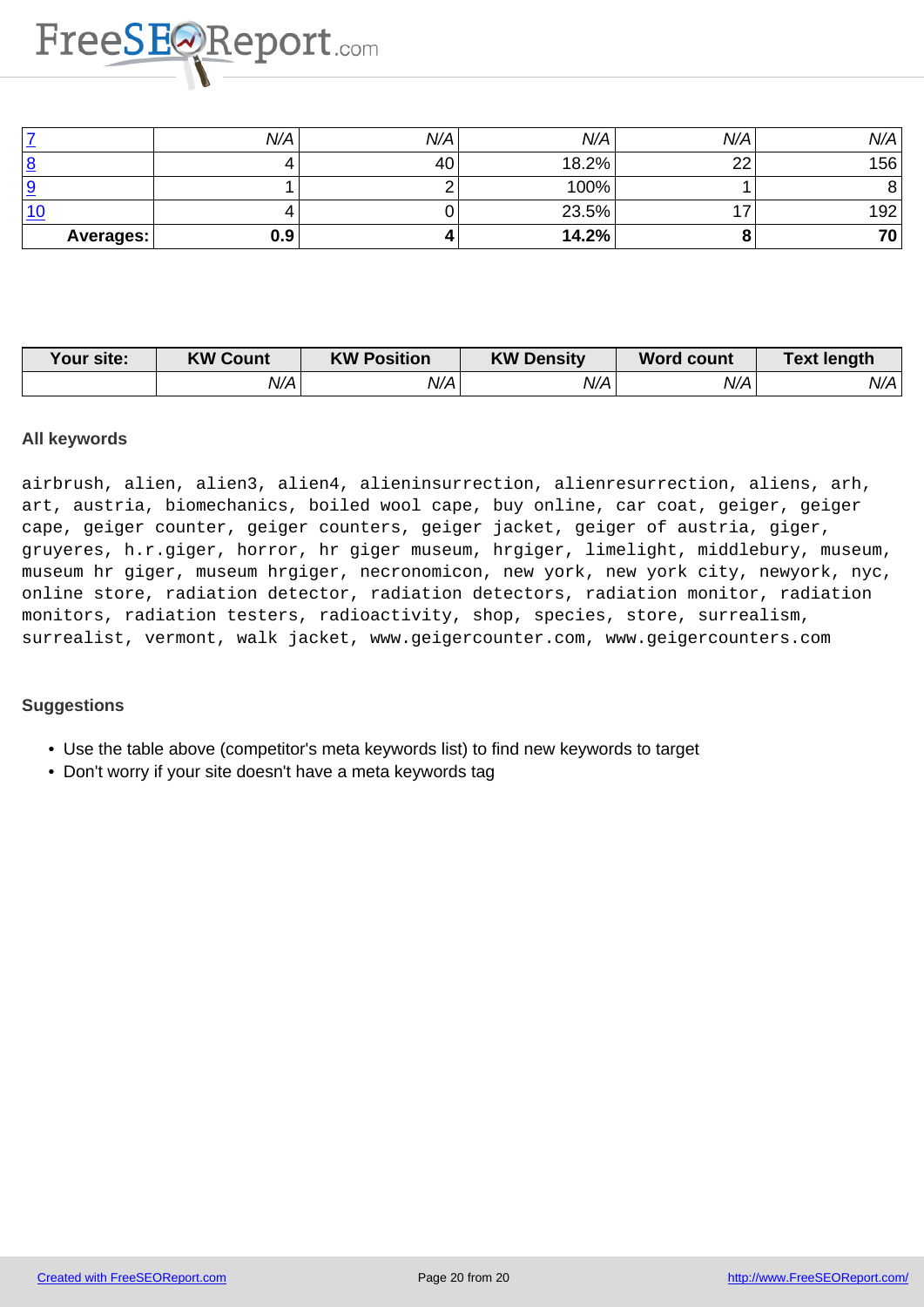| | | | | | |
|---|---|---|---|---|---|
| 7 | N/A | N/A | N/A | N/A | N/A |
| 8 | 4 | 40 | 18.2% | 22 | 156 |
| 9 | 1 | 2 | 100% | 1 | 8 |
| 10 | 4 | 0 | 23.5% | 17 | 192 |
| **Averages:** | **0.9** | **4** | **14.2%** | **8** | **70** |

| Your site: | KW Count | KW Position | KW Density | Word count | Text length |
|---|---|---|---|---|---|
| | N/A | N/A | N/A | N/A | N/A |

**All keywords**

airbrush, alien, alien3, alien4, alieninsurrection, alienresurrection, aliens, arh, art, austria, biomechanics, boiled wool cape, buy online, car coat, geiger, geiger cape, geiger counter, geiger counters, geiger jacket, geiger of austria, giger, gruyeres, h.r.giger, horror, hr giger museum, hrgiger, limelight, middlebury, museum, museum hr giger, museum hrgiger, necronomicon, new york, new york city, newyork, nyc, online store, radiation detector, radiation detectors, radiation monitor, radiation monitors, radiation testers, radioactivity, shop, species, store, surrealism, surrealist, vermont, walk jacket, www.geigercounter.com, www.geigercounters.com

**Suggestions**

- Use the table above (competitor's meta keywords list) to find new keywords to target
- Don't worry if your site doesn't have a meta keywords tag